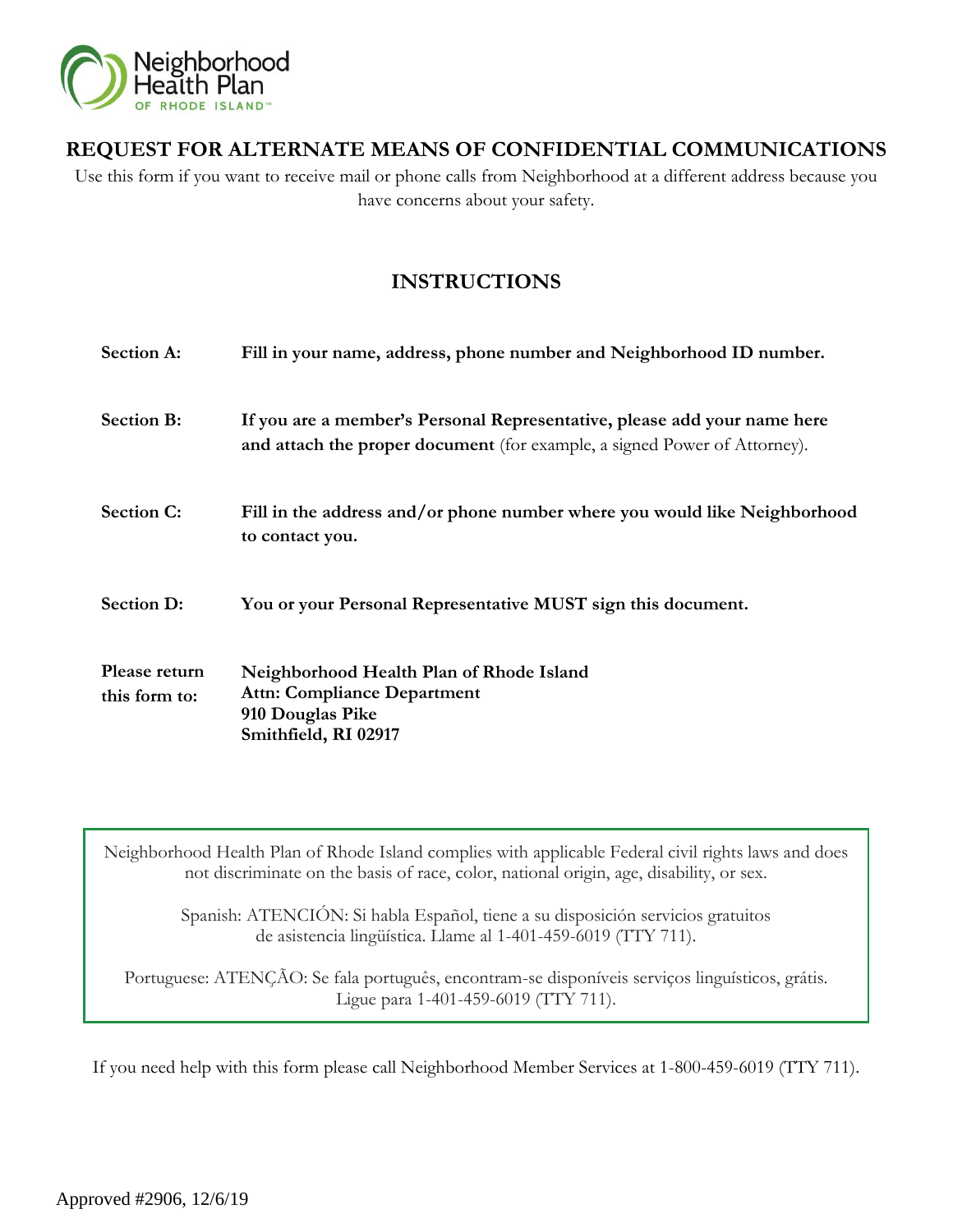Neighborhood Health Plan OF RHODE ISLAND™

# REQUEST FOR ALTERNATE MEANS OF CONFIDENTIAL COMMUNICATIONS

Use this form if you want to receive mail or phone calls from Neighborhood at a different address because you have concerns about your safety.

## INSTRUCTIONS

| | |
|---|---|
| **Section A:** | **Fill in your name, address, phone number and Neighborhood ID number.** |
| **Section B:** | **If you are a member's Personal Representative, please add your name here and attach the proper document** (for example, a signed Power of Attorney). |
| **Section C:** | **Fill in the address and/or phone number where you would like Neighborhood to contact you.** |
| **Section D:** | **You or your Personal Representative MUST sign this document.** |
| **Please return this form to:** | **Neighborhood Health Plan of Rhode Island**<br>**Attn: Compliance Department**<br>**910 Douglas Pike**<br>**Smithfield, RI 02917** |

Neighborhood Health Plan of Rhode Island complies with applicable Federal civil rights laws and does not discriminate on the basis of race, color, national origin, age, disability, or sex.

Spanish: ATENCIÓN: Si habla Español, tiene a su disposición servicios gratuitos de asistencia lingüística. Llame al 1-401-459-6019 (TTY 711).

Portuguese: ATENÇÃO: Se fala português, encontram-se disponíveis serviços linguísticos, grátis. Ligue para 1-401-459-6019 (TTY 711).

If you need help with this form please call Neighborhood Member Services at 1-800-459-6019 (TTY 711).

Approved #2906, 12/6/19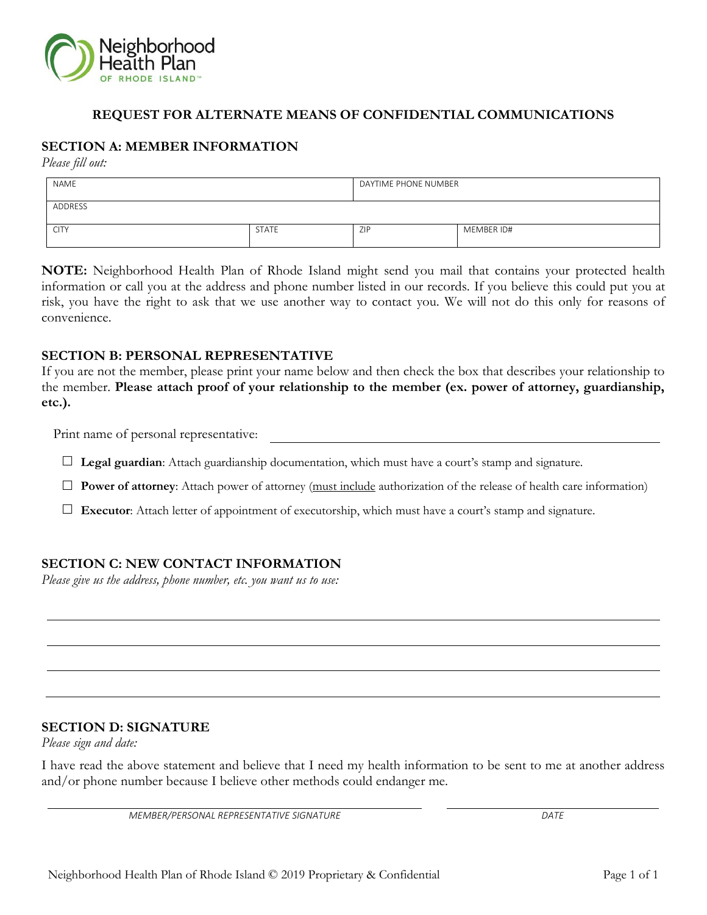Neighborhood Health Plan OF RHODE ISLAND™

# REQUEST FOR ALTERNATE MEANS OF CONFIDENTIAL COMMUNICATIONS

## SECTION A: MEMBER INFORMATION

*Please fill out:*

| | | | |
|---|---|---|---|
| NAME | | DAYTIME PHONE NUMBER | |
| ADDRESS | | | |
| CITY | STATE | ZIP | MEMBER ID# |

**NOTE:** Neighborhood Health Plan of Rhode Island might send you mail that contains your protected health information or call you at the address and phone number listed in our records. If you believe this could put you at risk, you have the right to ask that we use another way to contact you. We will not do this only for reasons of convenience.

## SECTION B: PERSONAL REPRESENTATIVE

If you are not the member, please print your name below and then check the box that describes your relationship to the member. **Please attach proof of your relationship to the member (ex. power of attorney, guardianship, etc.).**

Print name of personal representative: ______________________________

- ☐ **Legal guardian**: Attach guardianship documentation, which must have a court's stamp and signature.
- ☐ **Power of attorney**: Attach power of attorney (<u>must include</u> authorization of the release of health care information)
- ☐ **Executor**: Attach letter of appointment of executorship, which must have a court's stamp and signature.

## SECTION C: NEW CONTACT INFORMATION

*Please give us the address, phone number, etc. you want us to use:*

______________________________

______________________________

______________________________

______________________________

## SECTION D: SIGNATURE

*Please sign and date:*

I have read the above statement and believe that I need my health information to be sent to me at another address and/or phone number because I believe other methods could endanger me.

______________________________ ______________________________

*MEMBER/PERSONAL REPRESENTATIVE SIGNATURE* *DATE*

Neighborhood Health Plan of Rhode Island © 2019 Proprietary & Confidential